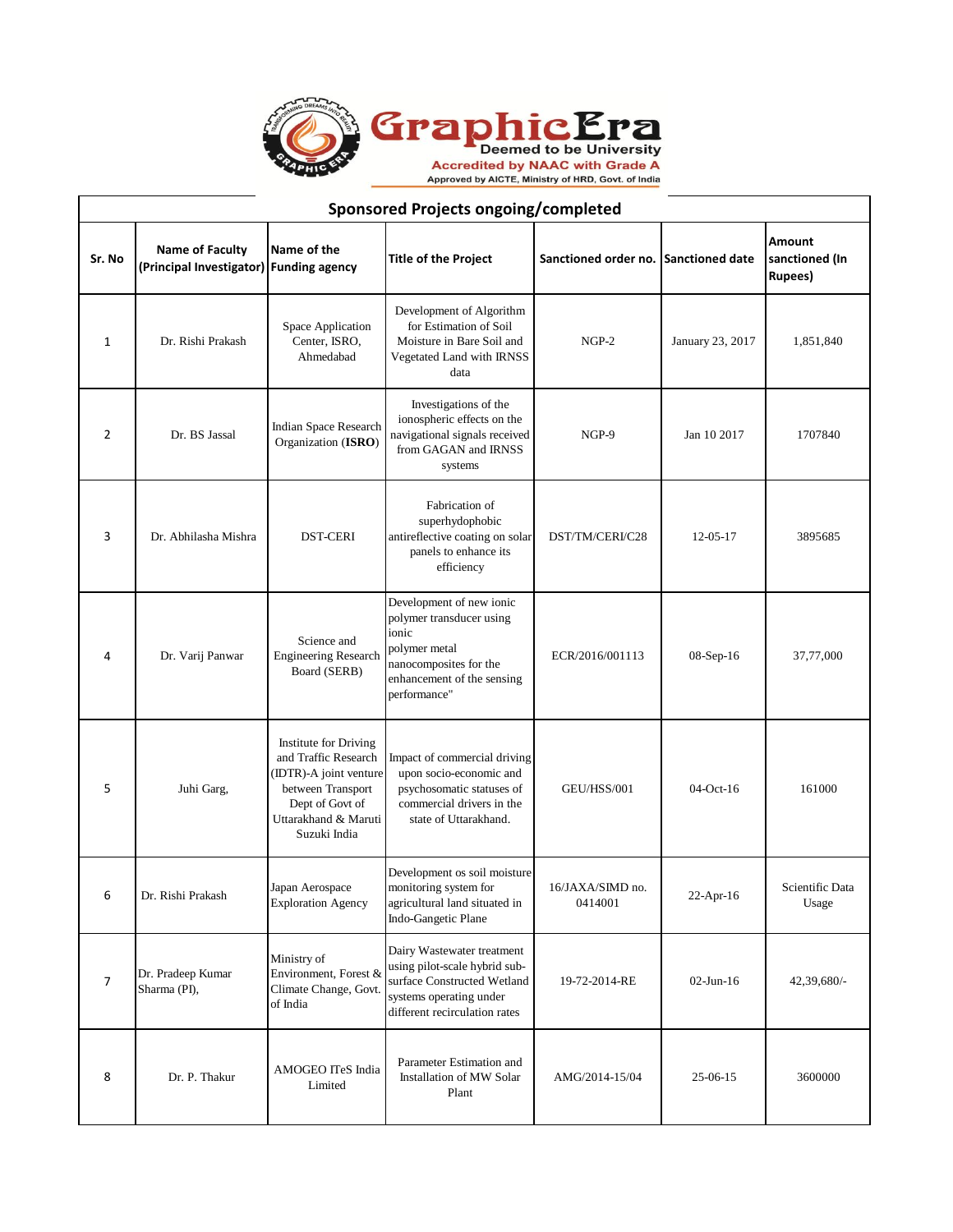GraphicEra
Deemed to be University
Accredited by NAAC with Grade A
Approved by AICTE, Ministry of HRD, Govt. of India

## Sponsored Projects ongoing/completed

| Sr. No | Name of Faculty (Principal Investigator) | Name of the Funding agency | Title of the Project | Sanctioned order no. | Sanctioned date | Amount sanctioned (In Rupees) |
|---|---|---|---|---|---|---|
| 1 | Dr. Rishi Prakash | Space Application Center, ISRO, Ahmedabad | Development of Algorithm for Estimation of Soil Moisture in Bare Soil and Vegetated Land with IRNSS data | NGP-2 | January 23, 2017 | 1,851,840 |
| 2 | Dr. BS Jassal | Indian Space Research Organization (**ISRO**) | Investigations of the ionospheric effects on the navigational signals received from GAGAN and IRNSS systems | NGP-9 | Jan 10 2017 | 1707840 |
| 3 | Dr. Abhilasha Mishra | DST-CERI | Fabrication of superhydophobic antireflective coating on solar panels to enhance its efficiency | DST/TM/CERI/C28 | 12-05-17 | 3895685 |
| 4 | Dr. Varij Panwar | Science and Engineering Research Board (SERB) | Development of new ionic polymer transducer using ionic polymer metal nanocomposites for the enhancement of the sensing performance" | ECR/2016/001113 | 08-Sep-16 | 37,77,000 |
| 5 | Juhi Garg, | Institute for Driving and Traffic Research (IDTR)-A joint venture between Transport Dept of Govt of Uttarakhand & Maruti Suzuki India | Impact of commercial driving upon socio-economic and psychosomatic statuses of commercial drivers in the state of Uttarakhand. | GEU/HSS/001 | 04-Oct-16 | 161000 |
| 6 | Dr. Rishi Prakash | Japan Aerospace Exploration Agency | Development os soil moisture monitoring system for agricultural land situated in Indo-Gangetic Plane | 16/JAXA/SIMD no. 0414001 | 22-Apr-16 | Scientific Data Usage |
| 7 | Dr. Pradeep Kumar Sharma (PI), | Ministry of Environment, Forest & Climate Change, Govt. of India | Dairy Wastewater treatment using pilot-scale hybrid sub-surface Constructed Wetland systems operating under different recirculation rates | 19-72-2014-RE | 02-Jun-16 | 42,39,680/- |
| 8 | Dr. P. Thakur | AMOGEO ITeS India Limited | Parameter Estimation and Installation of MW Solar Plant | AMG/2014-15/04 | 25-06-15 | 3600000 |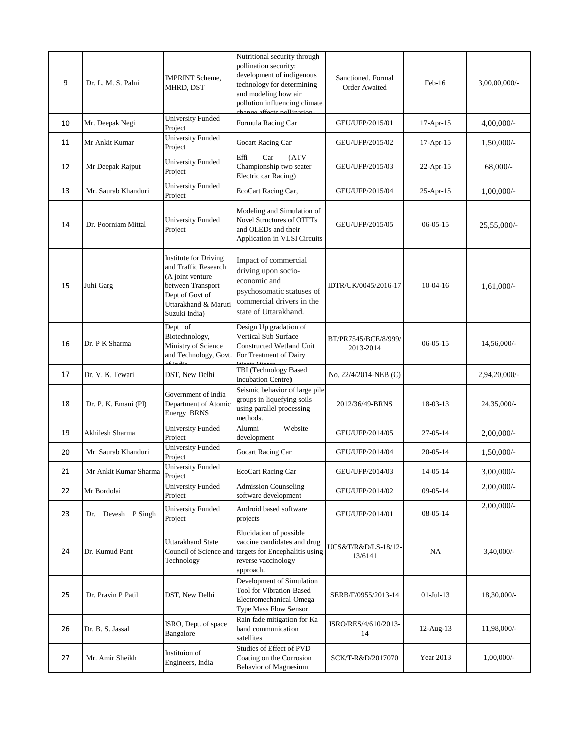| 9 | Dr. L. M. S. Palni | IMPRINT Scheme, MHRD, DST | Nutritional security through pollination security: development of indigenous technology for determining and modeling how air pollution influencing climate change affects pollination | Sanctioned. Formal Order Awaited | Feb-16 | 3,00,00,000/- |
|---|---|---|---|---|---|---|
| 10 | Mr. Deepak Negi | University Funded Project | Formula Racing Car | GEU/UFP/2015/01 | 17-Apr-15 | 4,00,000/- |
| 11 | Mr Ankit Kumar | University Funded Project | Gocart Racing Car | GEU/UFP/2015/02 | 17-Apr-15 | 1,50,000/- |
| 12 | Mr Deepak Rajput | University Funded Project | Effi Car (ATV Championship two seater Electric car Racing) | GEU/UFP/2015/03 | 22-Apr-15 | 68,000/- |
| 13 | Mr. Saurab Khanduri | University Funded Project | EcoCart Racing Car, | GEU/UFP/2015/04 | 25-Apr-15 | 1,00,000/- |
| 14 | Dr. Poorniam Mittal | University Funded Project | Modeling and Simulation of Novel Structures of OTFTs and OLEDs and their Application in VLSI Circuits | GEU/UFP/2015/05 | 06-05-15 | 25,55,000/- |
| 15 | Juhi Garg | Institute for Driving and Traffic Research (A joint venture between Transport Dept of Govt of Uttarakhand & Maruti Suzuki India) | Impact of commercial driving upon socio-economic and psychosomatic statuses of commercial drivers in the state of Uttarakhand. | IDTR/UK/0045/2016-17 | 10-04-16 | 1,61,000/- |
| 16 | Dr. P K Sharma | Dept of Biotechnology, Ministry of Science and Technology, Govt. of India | Design Up gradation of Vertical Sub Surface Constructed Wetland Unit For Treatment of Dairy Waste Water | BT/PR7545/BCE/8/999/ 2013-2014 | 06-05-15 | 14,56,000/- |
| 17 | Dr. V. K. Tewari | DST, New Delhi | TBI (Technology Based Incubation Centre) | No. 22/4/2014-NEB (C) | | 2,94,20,000/- |
| 18 | Dr. P. K. Emani (PI) | Government of India Department of Atomic Energy BRNS | Seismic behavior of large pile groups in liquefying soils using parallel processing methods. | 2012/36/49-BRNS | 18-03-13 | 24,35,000/- |
| 19 | Akhilesh Sharma | University Funded Project | Alumni Website development | GEU/UFP/2014/05 | 27-05-14 | 2,00,000/- |
| 20 | Mr Saurab Khanduri | University Funded Project | Gocart Racing Car | GEU/UFP/2014/04 | 20-05-14 | 1,50,000/- |
| 21 | Mr Ankit Kumar Sharma | University Funded Project | EcoCart Racing Car | GEU/UFP/2014/03 | 14-05-14 | 3,00,000/- |
| 22 | Mr Bordolai | University Funded Project | Admission Counseling software development | GEU/UFP/2014/02 | 09-05-14 | 2,00,000/- |
| 23 | Dr. Devesh P Singh | University Funded Project | Android based software projects | GEU/UFP/2014/01 | 08-05-14 | 2,00,000/- |
| 24 | Dr. Kumud Pant | Uttarakhand State Council of Science and Technology | Elucidation of possible vaccine candidates and drug targets for Encephalitis using reverse vaccinology approach. | UCS&T/R&D/LS-18/12-13/6141 | NA | 3,40,000/- |
| 25 | Dr. Pravin P Patil | DST, New Delhi | Development of Simulation Tool for Vibration Based Electromechanical Omega Type Mass Flow Sensor | SERB/F/0955/2013-14 | 01-Jul-13 | 18,30,000/- |
| 26 | Dr. B. S. Jassal | ISRO, Dept. of space Bangalore | Rain fade mitigation for Ka band communication satellites | ISRO/RES/4/610/2013-14 | 12-Aug-13 | 11,98,000/- |
| 27 | Mr. Amir Sheikh | Instituion of Engineers, India | Studies of Effect of PVD Coating on the Corrosion Behavior of Magnesium | SCK/T-R&D/2017070 | Year 2013 | 1,00,000/- |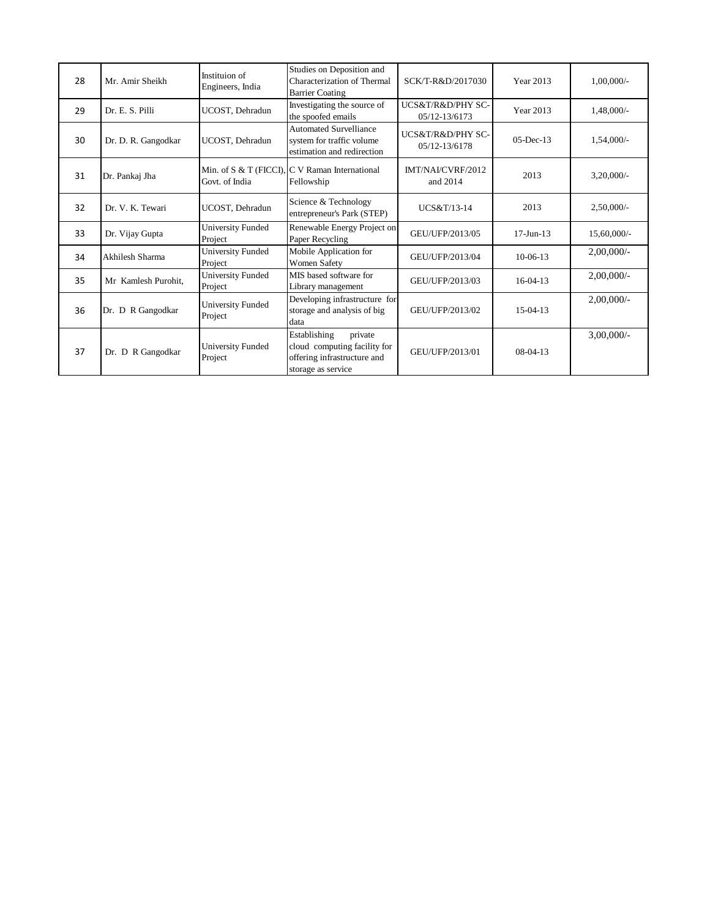| | | | | | | |
|---|---|---|---|---|---|---|
| 28 | Mr. Amir Sheikh | Instituion of Engineers, India | Studies on Deposition and Characterization of Thermal Barrier Coating | SCK/T-R&D/2017030 | Year 2013 | 1,00,000/- |
| 29 | Dr. E. S. Pilli | UCOST, Dehradun | Investigating the source of the spoofed emails | UCS&T/R&D/PHY SC-05/12-13/6173 | Year 2013 | 1,48,000/- |
| 30 | Dr. D. R. Gangodkar | UCOST, Dehradun | Automated Survelliance system for traffic volume estimation and redirection | UCS&T/R&D/PHY SC-05/12-13/6178 | 05-Dec-13 | 1,54,000/- |
| 31 | Dr. Pankaj Jha | Min. of S & T (FICCI), Govt. of India | C V Raman International Fellowship | IMT/NAI/CVRF/2012 and 2014 | 2013 | 3,20,000/- |
| 32 | Dr. V. K. Tewari | UCOST, Dehradun | Science & Technology entrepreneur's Park (STEP) | UCS&T/13-14 | 2013 | 2,50,000/- |
| 33 | Dr. Vijay Gupta | University Funded Project | Renewable Energy Project on Paper Recycling | GEU/UFP/2013/05 | 17-Jun-13 | 15,60,000/- |
| 34 | Akhilesh Sharma | University Funded Project | Mobile Application for Women Safety | GEU/UFP/2013/04 | 10-06-13 | 2,00,000/- |
| 35 | Mr Kamlesh Purohit, | University Funded Project | MIS based software for Library management | GEU/UFP/2013/03 | 16-04-13 | 2,00,000/- |
| 36 | Dr. D R Gangodkar | University Funded Project | Developing infrastructure for storage and analysis of big data | GEU/UFP/2013/02 | 15-04-13 | 2,00,000/- |
| 37 | Dr. D R Gangodkar | University Funded Project | Establishing private cloud computing facility for offering infrastructure and storage as service | GEU/UFP/2013/01 | 08-04-13 | 3,00,000/- |